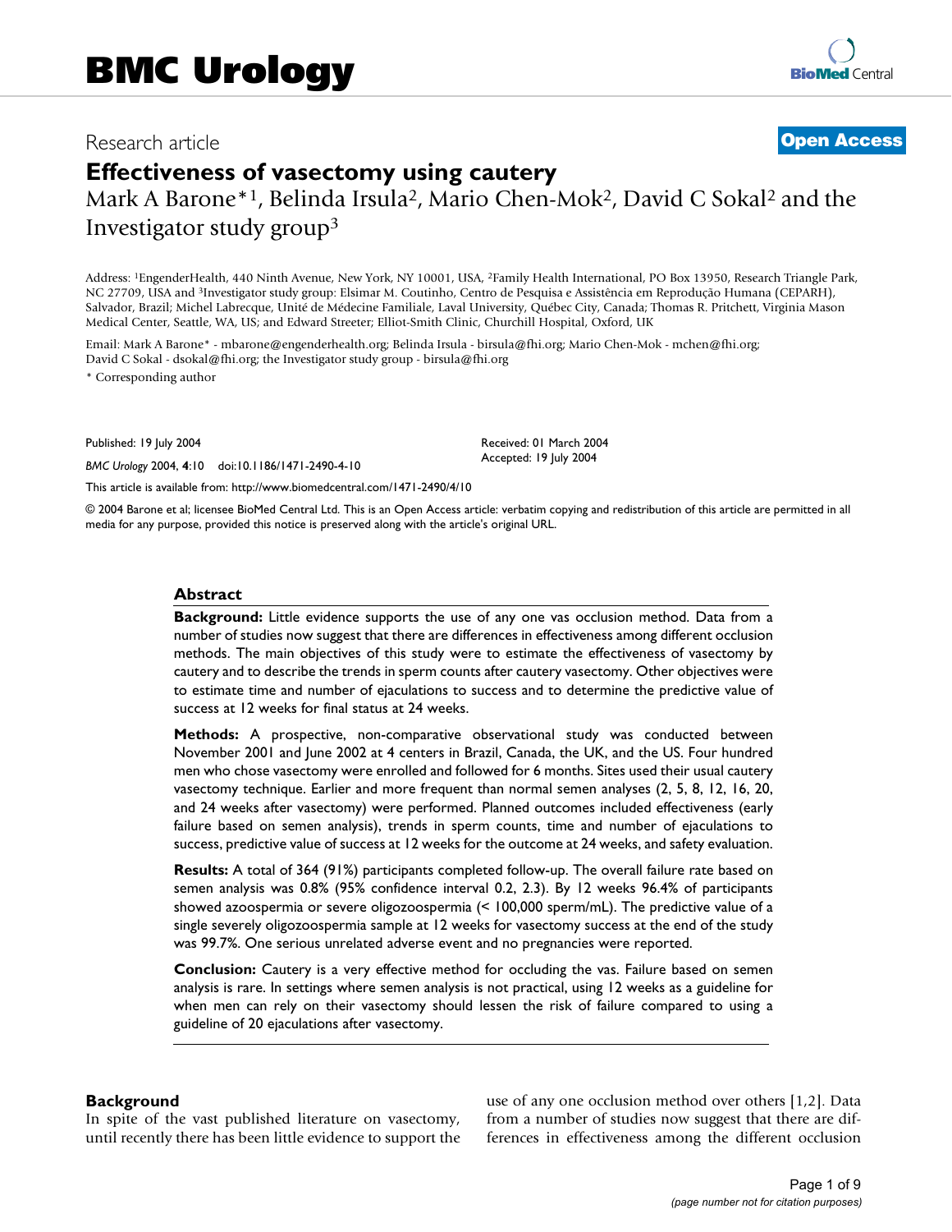BMC Urology

Research article

Open Access

# Effectiveness of vasectomy using cautery

Mark A Barone*[1], Belinda Irsula[2], Mario Chen-Mok[2], David C Sokal[2] and the Investigator study group[3]

Address: [1]EngenderHealth, 440 Ninth Avenue, New York, NY 10001, USA, [2]Family Health International, PO Box 13950, Research Triangle Park, NC 27709, USA and [3]Investigator study group: Elsimar M. Coutinho, Centro de Pesquisa e Assistência em Reprodução Humana (CEPARH), Salvador, Brazil; Michel Labrecque, Unité de Médecine Familiale, Laval University, Québec City, Canada; Thomas R. Pritchett, Virginia Mason Medical Center, Seattle, WA, US; and Edward Streeter; Elliot-Smith Clinic, Churchill Hospital, Oxford, UK

Email: Mark A Barone* - mbarone@engenderhealth.org; Belinda Irsula - birsula@fhi.org; Mario Chen-Mok - mchen@fhi.org; David C Sokal - dsokal@fhi.org; the Investigator study group - birsula@fhi.org

* Corresponding author

Published: 19 July 2004

*BMC Urology* 2004, **4**:10 doi:10.1186/1471-2490-4-10

Received: 01 March 2004
Accepted: 19 July 2004

This article is available from: http://www.biomedcentral.com/1471-2490/4/10

© 2004 Barone et al; licensee BioMed Central Ltd. This is an Open Access article: verbatim copying and redistribution of this article are permitted in all media for any purpose, provided this notice is preserved along with the article's original URL.

## Abstract

**Background:** Little evidence supports the use of any one vas occlusion method. Data from a number of studies now suggest that there are differences in effectiveness among different occlusion methods. The main objectives of this study were to estimate the effectiveness of vasectomy by cautery and to describe the trends in sperm counts after cautery vasectomy. Other objectives were to estimate time and number of ejaculations to success and to determine the predictive value of success at 12 weeks for final status at 24 weeks.

**Methods:** A prospective, non-comparative observational study was conducted between November 2001 and June 2002 at 4 centers in Brazil, Canada, the UK, and the US. Four hundred men who chose vasectomy were enrolled and followed for 6 months. Sites used their usual cautery vasectomy technique. Earlier and more frequent than normal semen analyses (2, 5, 8, 12, 16, 20, and 24 weeks after vasectomy) were performed. Planned outcomes included effectiveness (early failure based on semen analysis), trends in sperm counts, time and number of ejaculations to success, predictive value of success at 12 weeks for the outcome at 24 weeks, and safety evaluation.

**Results:** A total of 364 (91%) participants completed follow-up. The overall failure rate based on semen analysis was 0.8% (95% confidence interval 0.2, 2.3). By 12 weeks 96.4% of participants showed azoospermia or severe oligozoospermia (< 100,000 sperm/mL). The predictive value of a single severely oligozoospermia sample at 12 weeks for vasectomy success at the end of the study was 99.7%. One serious unrelated adverse event and no pregnancies were reported.

**Conclusion:** Cautery is a very effective method for occluding the vas. Failure based on semen analysis is rare. In settings where semen analysis is not practical, using 12 weeks as a guideline for when men can rely on their vasectomy should lessen the risk of failure compared to using a guideline of 20 ejaculations after vasectomy.

## Background

In spite of the vast published literature on vasectomy, until recently there has been little evidence to support the use of any one occlusion method over others [1,2]. Data from a number of studies now suggest that there are differences in effectiveness among the different occlusion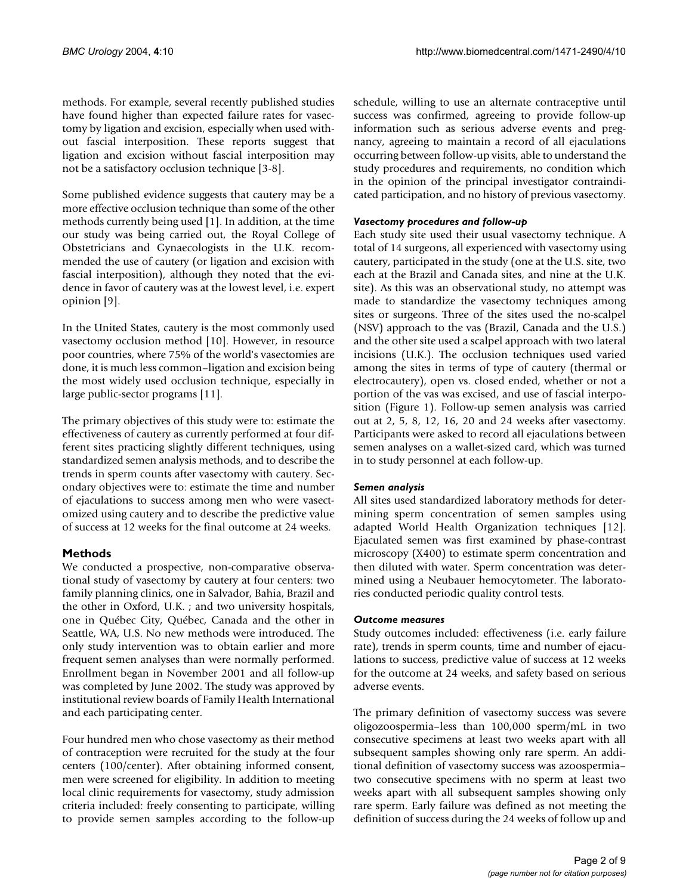methods. For example, several recently published studies have found higher than expected failure rates for vasectomy by ligation and excision, especially when used without fascial interposition. These reports suggest that ligation and excision without fascial interposition may not be a satisfactory occlusion technique [3-8].

Some published evidence suggests that cautery may be a more effective occlusion technique than some of the other methods currently being used [1]. In addition, at the time our study was being carried out, the Royal College of Obstetricians and Gynaecologists in the U.K. recommended the use of cautery (or ligation and excision with fascial interposition), although they noted that the evidence in favor of cautery was at the lowest level, i.e. expert opinion [9].

In the United States, cautery is the most commonly used vasectomy occlusion method [10]. However, in resource poor countries, where 75% of the world's vasectomies are done, it is much less common–ligation and excision being the most widely used occlusion technique, especially in large public-sector programs [11].

The primary objectives of this study were to: estimate the effectiveness of cautery as currently performed at four different sites practicing slightly different techniques, using standardized semen analysis methods, and to describe the trends in sperm counts after vasectomy with cautery. Secondary objectives were to: estimate the time and number of ejaculations to success among men who were vasectomized using cautery and to describe the predictive value of success at 12 weeks for the final outcome at 24 weeks.

## Methods

We conducted a prospective, non-comparative observational study of vasectomy by cautery at four centers: two family planning clinics, one in Salvador, Bahia, Brazil and the other in Oxford, U.K. ; and two university hospitals, one in Québec City, Québec, Canada and the other in Seattle, WA, U.S. No new methods were introduced. The only study intervention was to obtain earlier and more frequent semen analyses than were normally performed. Enrollment began in November 2001 and all follow-up was completed by June 2002. The study was approved by institutional review boards of Family Health International and each participating center.

Four hundred men who chose vasectomy as their method of contraception were recruited for the study at the four centers (100/center). After obtaining informed consent, men were screened for eligibility. In addition to meeting local clinic requirements for vasectomy, study admission criteria included: freely consenting to participate, willing to provide semen samples according to the follow-up schedule, willing to use an alternate contraceptive until success was confirmed, agreeing to provide follow-up information such as serious adverse events and pregnancy, agreeing to maintain a record of all ejaculations occurring between follow-up visits, able to understand the study procedures and requirements, no condition which in the opinion of the principal investigator contraindicated participation, and no history of previous vasectomy.

### *Vasectomy procedures and follow-up*

Each study site used their usual vasectomy technique. A total of 14 surgeons, all experienced with vasectomy using cautery, participated in the study (one at the U.S. site, two each at the Brazil and Canada sites, and nine at the U.K. site). As this was an observational study, no attempt was made to standardize the vasectomy techniques among sites or surgeons. Three of the sites used the no-scalpel (NSV) approach to the vas (Brazil, Canada and the U.S.) and the other site used a scalpel approach with two lateral incisions (U.K.). The occlusion techniques used varied among the sites in terms of type of cautery (thermal or electrocautery), open vs. closed ended, whether or not a portion of the vas was excised, and use of fascial interposition (Figure 1). Follow-up semen analysis was carried out at 2, 5, 8, 12, 16, 20 and 24 weeks after vasectomy. Participants were asked to record all ejaculations between semen analyses on a wallet-sized card, which was turned in to study personnel at each follow-up.

### *Semen analysis*

All sites used standardized laboratory methods for determining sperm concentration of semen samples using adapted World Health Organization techniques [12]. Ejaculated semen was first examined by phase-contrast microscopy (X400) to estimate sperm concentration and then diluted with water. Sperm concentration was determined using a Neubauer hemocytometer. The laboratories conducted periodic quality control tests.

### *Outcome measures*

Study outcomes included: effectiveness (i.e. early failure rate), trends in sperm counts, time and number of ejaculations to success, predictive value of success at 12 weeks for the outcome at 24 weeks, and safety based on serious adverse events.

The primary definition of vasectomy success was severe oligozoospermia–less than 100,000 sperm/mL in two consecutive specimens at least two weeks apart with all subsequent samples showing only rare sperm. An additional definition of vasectomy success was azoospermia–two consecutive specimens with no sperm at least two weeks apart with all subsequent samples showing only rare sperm. Early failure was defined as not meeting the definition of success during the 24 weeks of follow up and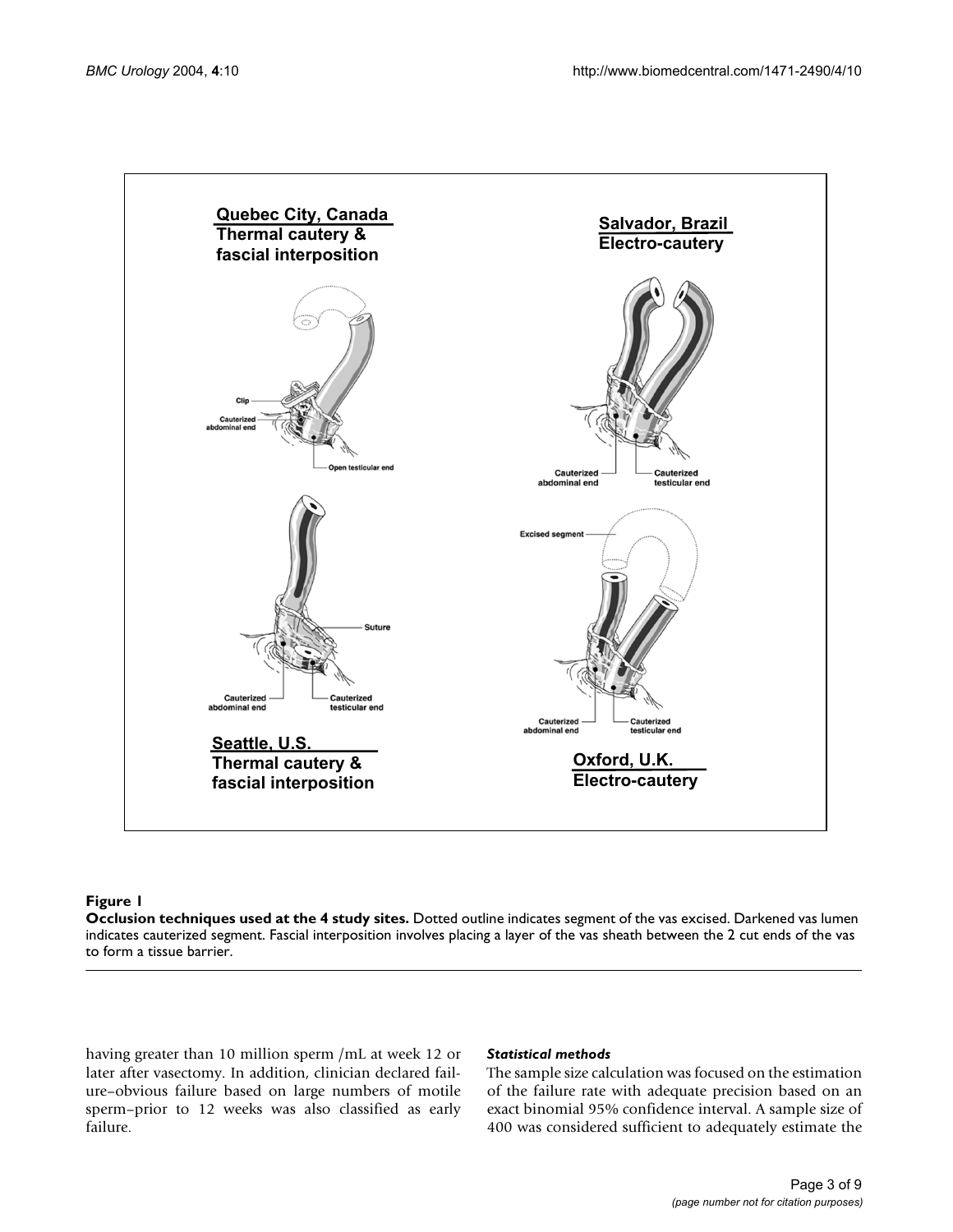**Figure 1**

**Occlusion techniques used at the 4 study sites.** Dotted outline indicates segment of the vas excised. Darkened vas lumen indicates cauterized segment. Fascial interposition involves placing a layer of the vas sheath between the 2 cut ends of the vas to form a tissue barrier.

having greater than 10 million sperm /mL at week 12 or later after vasectomy. In addition, clinician declared failure–obvious failure based on large numbers of motile sperm–prior to 12 weeks was also classified as early failure.

#### *Statistical methods*

The sample size calculation was focused on the estimation of the failure rate with adequate precision based on an exact binomial 95% confidence interval. A sample size of 400 was considered sufficient to adequately estimate the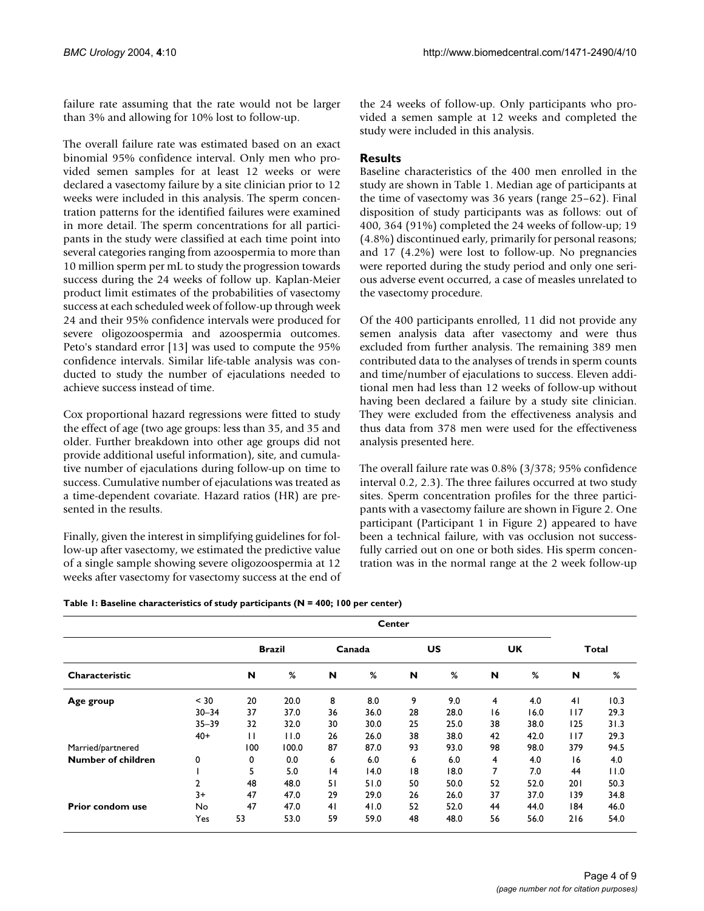failure rate assuming that the rate would not be larger than 3% and allowing for 10% lost to follow-up.

The overall failure rate was estimated based on an exact binomial 95% confidence interval. Only men who provided semen samples for at least 12 weeks or were declared a vasectomy failure by a site clinician prior to 12 weeks were included in this analysis. The sperm concentration patterns for the identified failures were examined in more detail. The sperm concentrations for all participants in the study were classified at each time point into several categories ranging from azoospermia to more than 10 million sperm per mL to study the progression towards success during the 24 weeks of follow up. Kaplan-Meier product limit estimates of the probabilities of vasectomy success at each scheduled week of follow-up through week 24 and their 95% confidence intervals were produced for severe oligozoospermia and azoospermia outcomes. Peto's standard error [13] was used to compute the 95% confidence intervals. Similar life-table analysis was conducted to study the number of ejaculations needed to achieve success instead of time.

Cox proportional hazard regressions were fitted to study the effect of age (two age groups: less than 35, and 35 and older. Further breakdown into other age groups did not provide additional useful information), site, and cumulative number of ejaculations during follow-up on time to success. Cumulative number of ejaculations was treated as a time-dependent covariate. Hazard ratios (HR) are presented in the results.

Finally, given the interest in simplifying guidelines for follow-up after vasectomy, we estimated the predictive value of a single sample showing severe oligozoospermia at 12 weeks after vasectomy for vasectomy success at the end of the 24 weeks of follow-up. Only participants who provided a semen sample at 12 weeks and completed the study were included in this analysis.

## Results

Baseline characteristics of the 400 men enrolled in the study are shown in Table 1. Median age of participants at the time of vasectomy was 36 years (range 25–62). Final disposition of study participants was as follows: out of 400, 364 (91%) completed the 24 weeks of follow-up; 19 (4.8%) discontinued early, primarily for personal reasons; and 17 (4.2%) were lost to follow-up. No pregnancies were reported during the study period and only one serious adverse event occurred, a case of measles unrelated to the vasectomy procedure.

Of the 400 participants enrolled, 11 did not provide any semen analysis data after vasectomy and were thus excluded from further analysis. The remaining 389 men contributed data to the analyses of trends in sperm counts and time/number of ejaculations to success. Eleven additional men had less than 12 weeks of follow-up without having been declared a failure by a study site clinician. They were excluded from the effectiveness analysis and thus data from 378 men were used for the effectiveness analysis presented here.

The overall failure rate was 0.8% (3/378; 95% confidence interval 0.2, 2.3). The three failures occurred at two study sites. Sperm concentration profiles for the three participants with a vasectomy failure are shown in Figure 2. One participant (Participant 1 in Figure 2) appeared to have been a technical failure, with vas occlusion not successfully carried out on one or both sides. His sperm concentration was in the normal range at the 2 week follow-up

**Table 1: Baseline characteristics of study participants (N = 400; 100 per center)**

| | | Center | | | | | | | | | |
|---|---|---|---|---|---|---|---|---|---|---|---|
| | | Brazil | | Canada | | US | | UK | | Total | |
| **Characteristic** | | **N** | **%** | **N** | **%** | **N** | **%** | **N** | **%** | **N** | **%** |
| **Age group** | < 30 | 20 | 20.0 | 8 | 8.0 | 9 | 9.0 | 4 | 4.0 | 41 | 10.3 |
| | 30–34 | 37 | 37.0 | 36 | 36.0 | 28 | 28.0 | 16 | 16.0 | 117 | 29.3 |
| | 35–39 | 32 | 32.0 | 30 | 30.0 | 25 | 25.0 | 38 | 38.0 | 125 | 31.3 |
| | 40+ | 11 | 11.0 | 26 | 26.0 | 38 | 38.0 | 42 | 42.0 | 117 | 29.3 |
| Married/partnered | | 100 | 100.0 | 87 | 87.0 | 93 | 93.0 | 98 | 98.0 | 379 | 94.5 |
| **Number of children** | 0 | 0 | 0.0 | 6 | 6.0 | 6 | 6.0 | 4 | 4.0 | 16 | 4.0 |
| | 1 | 5 | 5.0 | 14 | 14.0 | 18 | 18.0 | 7 | 7.0 | 44 | 11.0 |
| | 2 | 48 | 48.0 | 51 | 51.0 | 50 | 50.0 | 52 | 52.0 | 201 | 50.3 |
| | 3+ | 47 | 47.0 | 29 | 29.0 | 26 | 26.0 | 37 | 37.0 | 139 | 34.8 |
| **Prior condom use** | No | 47 | 47.0 | 41 | 41.0 | 52 | 52.0 | 44 | 44.0 | 184 | 46.0 |
| | Yes | 53 | 53.0 | 59 | 59.0 | 48 | 48.0 | 56 | 56.0 | 216 | 54.0 |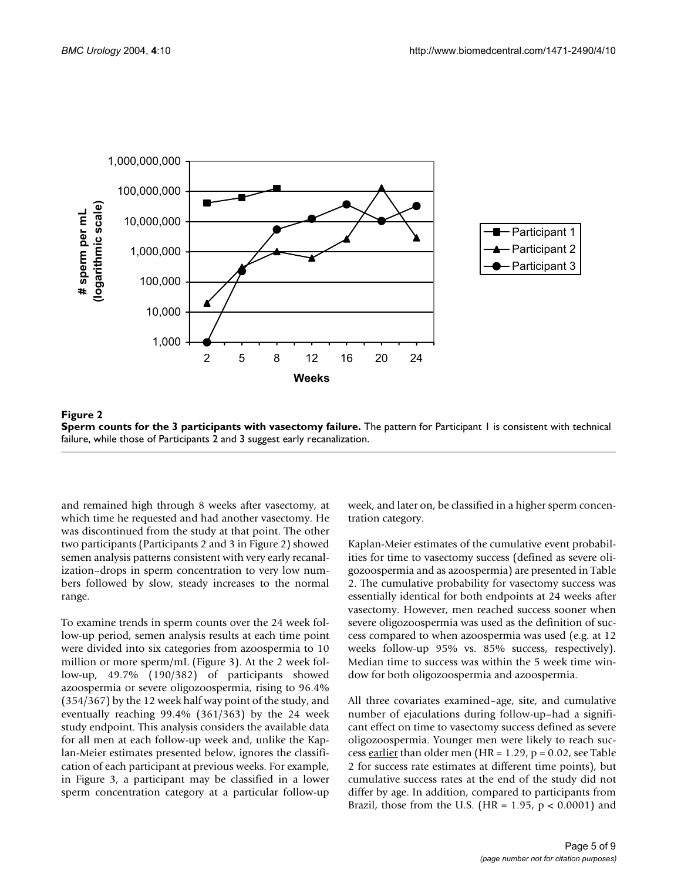**Figure 2**

**Sperm counts for the 3 participants with vasectomy failure.** The pattern for Participant 1 is consistent with technical failure, while those of Participants 2 and 3 suggest early recanalization.

and remained high through 8 weeks after vasectomy, at which time he requested and had another vasectomy. He was discontinued from the study at that point. The other two participants (Participants 2 and 3 in Figure 2) showed semen analysis patterns consistent with very early recanalization–drops in sperm concentration to very low numbers followed by slow, steady increases to the normal range.

To examine trends in sperm counts over the 24 week follow-up period, semen analysis results at each time point were divided into six categories from azoospermia to 10 million or more sperm/mL (Figure 3). At the 2 week follow-up, 49.7% (190/382) of participants showed azoospermia or severe oligozoospermia, rising to 96.4% (354/367) by the 12 week half way point of the study, and eventually reaching 99.4% (361/363) by the 24 week study endpoint. This analysis considers the available data for all men at each follow-up week and, unlike the Kaplan-Meier estimates presented below, ignores the classification of each participant at previous weeks. For example, in Figure 3, a participant may be classified in a lower sperm concentration category at a particular follow-up week, and later on, be classified in a higher sperm concentration category.

Kaplan-Meier estimates of the cumulative event probabilities for time to vasectomy success (defined as severe oligozoospermia and as azoospermia) are presented in Table 2. The cumulative probability for vasectomy success was essentially identical for both endpoints at 24 weeks after vasectomy. However, men reached success sooner when severe oligozoospermia was used as the definition of success compared to when azoospermia was used (e.g. at 12 weeks follow-up 95% vs. 85% success, respectively). Median time to success was within the 5 week time window for both oligozoospermia and azoospermia.

All three covariates examined–age, site, and cumulative number of ejaculations during follow-up–had a significant effect on time to vasectomy success defined as severe oligozoospermia. Younger men were likely to reach success earlier than older men (HR = 1.29, $p = 0.02$, see Table 2 for success rate estimates at different time points), but cumulative success rates at the end of the study did not differ by age. In addition, compared to participants from Brazil, those from the U.S. (HR = 1.95, $p < 0.0001$) and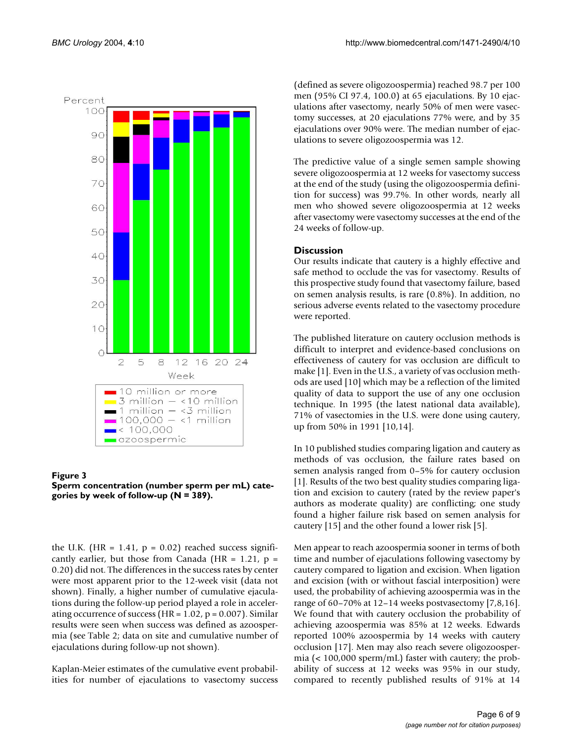Figure 3
**Sperm concentration (number sperm per mL) categories by week of follow-up (N = 389).**

the U.K. (HR = 1.41, p = 0.02) reached success significantly earlier, but those from Canada (HR = 1.21, p = 0.20) did not. The differences in the success rates by center were most apparent prior to the 12-week visit (data not shown). Finally, a higher number of cumulative ejaculations during the follow-up period played a role in accelerating occurrence of success (HR = 1.02, p = 0.007). Similar results were seen when success was defined as azoospermia (see Table 2; data on site and cumulative number of ejaculations during follow-up not shown).

Kaplan-Meier estimates of the cumulative event probabilities for number of ejaculations to vasectomy success (defined as severe oligozoospermia) reached 98.7 per 100 men (95% CI 97.4, 100.0) at 65 ejaculations. By 10 ejaculations after vasectomy, nearly 50% of men were vasectomy successes, at 20 ejaculations 77% were, and by 35 ejaculations over 90% were. The median number of ejaculations to severe oligozoospermia was 12.

The predictive value of a single semen sample showing severe oligozoospermia at 12 weeks for vasectomy success at the end of the study (using the oligozoospermia definition for success) was 99.7%. In other words, nearly all men who showed severe oligozoospermia at 12 weeks after vasectomy were vasectomy successes at the end of the 24 weeks of follow-up.

## Discussion

Our results indicate that cautery is a highly effective and safe method to occlude the vas for vasectomy. Results of this prospective study found that vasectomy failure, based on semen analysis results, is rare (0.8%). In addition, no serious adverse events related to the vasectomy procedure were reported.

The published literature on cautery occlusion methods is difficult to interpret and evidence-based conclusions on effectiveness of cautery for vas occlusion are difficult to make [1]. Even in the U.S., a variety of vas occlusion methods are used [10] which may be a reflection of the limited quality of data to support the use of any one occlusion technique. In 1995 (the latest national data available), 71% of vasectomies in the U.S. were done using cautery, up from 50% in 1991 [10,14].

In 10 published studies comparing ligation and cautery as methods of vas occlusion, the failure rates based on semen analysis ranged from 0–5% for cautery occlusion [1]. Results of the two best quality studies comparing ligation and excision to cautery (rated by the review paper's authors as moderate quality) are conflicting; one study found a higher failure risk based on semen analysis for cautery [15] and the other found a lower risk [5].

Men appear to reach azoospermia sooner in terms of both time and number of ejaculations following vasectomy by cautery compared to ligation and excision. When ligation and excision (with or without fascial interposition) were used, the probability of achieving azoospermia was in the range of 60–70% at 12–14 weeks postvasectomy [7,8,16]. We found that with cautery occlusion the probability of achieving azoospermia was 85% at 12 weeks. Edwards reported 100% azoospermia by 14 weeks with cautery occlusion [17]. Men may also reach severe oligozoospermia (< 100,000 sperm/mL) faster with cautery; the probability of success at 12 weeks was 95% in our study, compared to recently published results of 91% at 14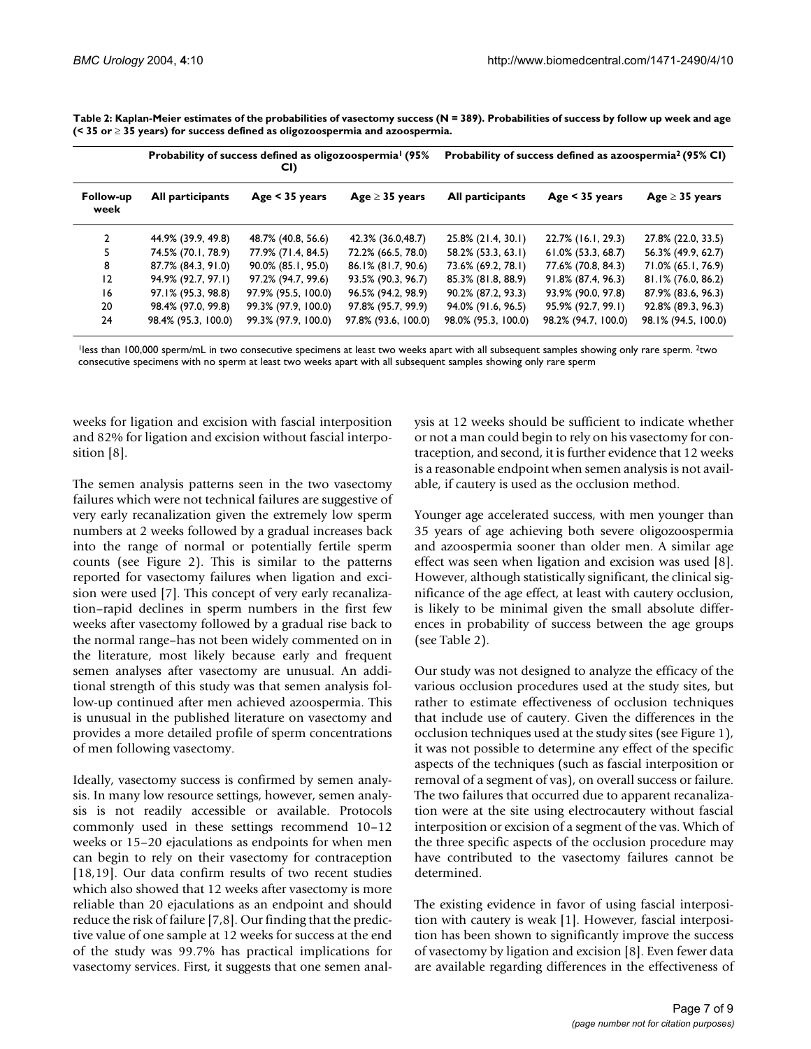**Table 2: Kaplan-Meier estimates of the probabilities of vasectomy success (N = 389). Probabilities of success by follow up week and age (< 35 or ≥ 35 years) for success defined as oligozoospermia and azoospermia.**

| | Probability of success defined as oligozoospermia[1] (95% CI) | | | Probability of success defined as azoospermia[2] (95% CI) | | |
|---|---|---|---|---|---|---|
| **Follow-up week** | **All participants** | **Age < 35 years** | **Age ≥ 35 years** | **All participants** | **Age < 35 years** | **Age ≥ 35 years** |
| 2 | 44.9% (39.9, 49.8) | 48.7% (40.8, 56.6) | 42.3% (36.0,48.7) | 25.8% (21.4, 30.1) | 22.7% (16.1, 29.3) | 27.8% (22.0, 33.5) |
| 5 | 74.5% (70.1, 78.9) | 77.9% (71.4, 84.5) | 72.2% (66.5, 78.0) | 58.2% (53.3, 63.1) | 61.0% (53.3, 68.7) | 56.3% (49.9, 62.7) |
| 8 | 87.7% (84.3, 91.0) | 90.0% (85.1, 95.0) | 86.1% (81.7, 90.6) | 73.6% (69.2, 78.1) | 77.6% (70.8, 84.3) | 71.0% (65.1, 76.9) |
| 12 | 94.9% (92.7, 97.1) | 97.2% (94.7, 99.6) | 93.5% (90.3, 96.7) | 85.3% (81.8, 88.9) | 91.8% (87.4, 96.3) | 81.1% (76.0, 86.2) |
| 16 | 97.1% (95.3, 98.8) | 97.9% (95.5, 100.0) | 96.5% (94.2, 98.9) | 90.2% (87.2, 93.3) | 93.9% (90.0, 97.8) | 87.9% (83.6, 96.3) |
| 20 | 98.4% (97.0, 99.8) | 99.3% (97.9, 100.0) | 97.8% (95.7, 99.9) | 94.0% (91.6, 96.5) | 95.9% (92.7, 99.1) | 92.8% (89.3, 96.3) |
| 24 | 98.4% (95.3, 100.0) | 99.3% (97.9, 100.0) | 97.8% (93.6, 100.0) | 98.0% (95.3, 100.0) | 98.2% (94.7, 100.0) | 98.1% (94.5, 100.0) |

[1]less than 100,000 sperm/mL in two consecutive specimens at least two weeks apart with all subsequent samples showing only rare sperm. [2]two consecutive specimens with no sperm at least two weeks apart with all subsequent samples showing only rare sperm

weeks for ligation and excision with fascial interposition and 82% for ligation and excision without fascial interposition [8].

The semen analysis patterns seen in the two vasectomy failures which were not technical failures are suggestive of very early recanalization given the extremely low sperm numbers at 2 weeks followed by a gradual increases back into the range of normal or potentially fertile sperm counts (see Figure 2). This is similar to the patterns reported for vasectomy failures when ligation and excision were used [7]. This concept of very early recanalization–rapid declines in sperm numbers in the first few weeks after vasectomy followed by a gradual rise back to the normal range–has not been widely commented on in the literature, most likely because early and frequent semen analyses after vasectomy are unusual. An additional strength of this study was that semen analysis follow-up continued after men achieved azoospermia. This is unusual in the published literature on vasectomy and provides a more detailed profile of sperm concentrations of men following vasectomy.

Ideally, vasectomy success is confirmed by semen analysis. In many low resource settings, however, semen analysis is not readily accessible or available. Protocols commonly used in these settings recommend 10–12 weeks or 15–20 ejaculations as endpoints for when men can begin to rely on their vasectomy for contraception [18,19]. Our data confirm results of two recent studies which also showed that 12 weeks after vasectomy is more reliable than 20 ejaculations as an endpoint and should reduce the risk of failure [7,8]. Our finding that the predictive value of one sample at 12 weeks for success at the end of the study was 99.7% has practical implications for vasectomy services. First, it suggests that one semen analysis at 12 weeks should be sufficient to indicate whether or not a man could begin to rely on his vasectomy for contraception, and second, it is further evidence that 12 weeks is a reasonable endpoint when semen analysis is not available, if cautery is used as the occlusion method.

Younger age accelerated success, with men younger than 35 years of age achieving both severe oligozoospermia and azoospermia sooner than older men. A similar age effect was seen when ligation and excision was used [8]. However, although statistically significant, the clinical significance of the age effect, at least with cautery occlusion, is likely to be minimal given the small absolute differences in probability of success between the age groups (see Table 2).

Our study was not designed to analyze the efficacy of the various occlusion procedures used at the study sites, but rather to estimate effectiveness of occlusion techniques that include use of cautery. Given the differences in the occlusion techniques used at the study sites (see Figure 1), it was not possible to determine any effect of the specific aspects of the techniques (such as fascial interposition or removal of a segment of vas), on overall success or failure. The two failures that occurred due to apparent recanalization were at the site using electrocautery without fascial interposition or excision of a segment of the vas. Which of the three specific aspects of the occlusion procedure may have contributed to the vasectomy failures cannot be determined.

The existing evidence in favor of using fascial interposition with cautery is weak [1]. However, fascial interposition has been shown to significantly improve the success of vasectomy by ligation and excision [8]. Even fewer data are available regarding differences in the effectiveness of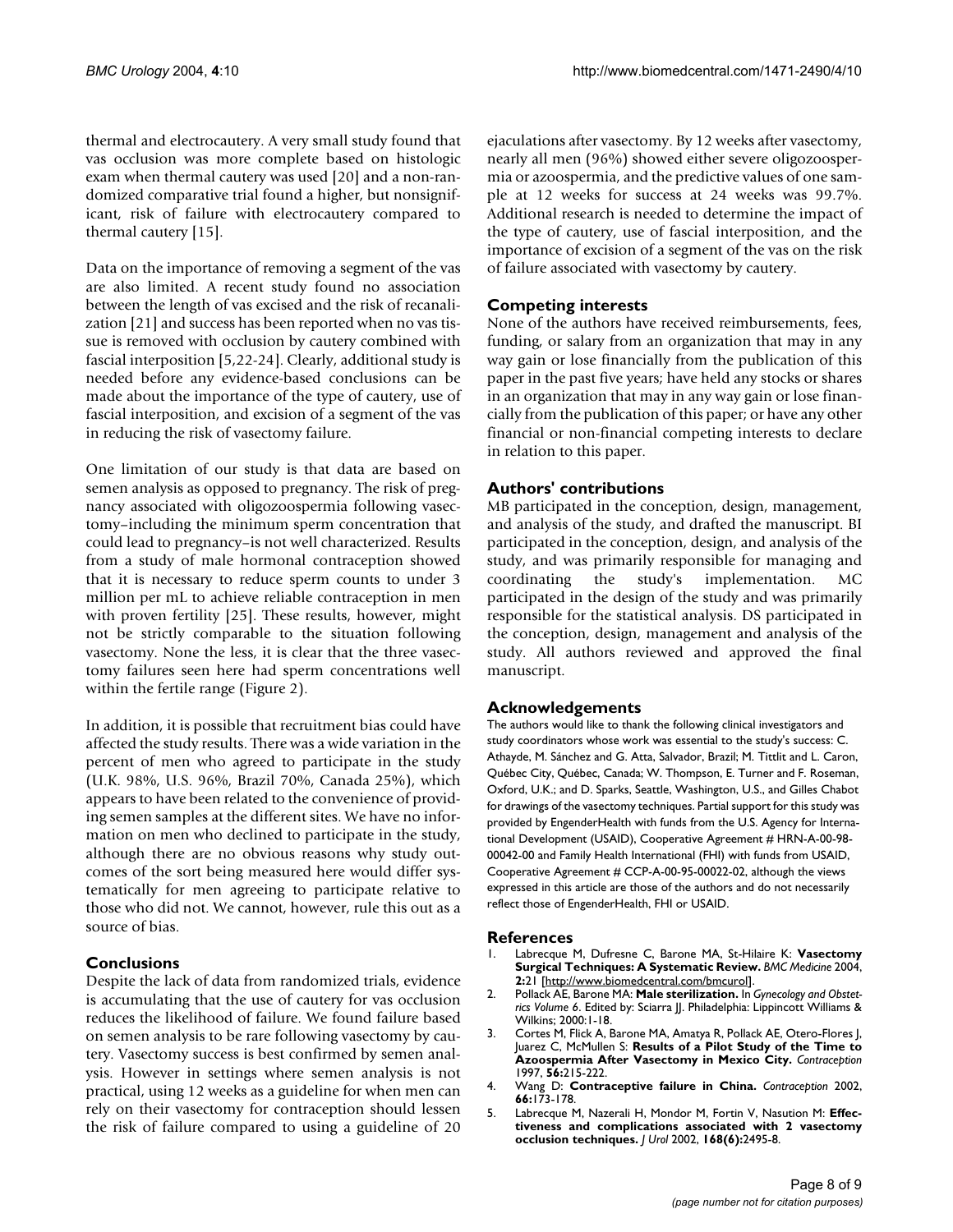thermal and electrocautery. A very small study found that vas occlusion was more complete based on histologic exam when thermal cautery was used [20] and a non-randomized comparative trial found a higher, but nonsignificant, risk of failure with electrocautery compared to thermal cautery [15].

Data on the importance of removing a segment of the vas are also limited. A recent study found no association between the length of vas excised and the risk of recanalization [21] and success has been reported when no vas tissue is removed with occlusion by cautery combined with fascial interposition [5,22-24]. Clearly, additional study is needed before any evidence-based conclusions can be made about the importance of the type of cautery, use of fascial interposition, and excision of a segment of the vas in reducing the risk of vasectomy failure.

One limitation of our study is that data are based on semen analysis as opposed to pregnancy. The risk of pregnancy associated with oligozoospermia following vasectomy–including the minimum sperm concentration that could lead to pregnancy–is not well characterized. Results from a study of male hormonal contraception showed that it is necessary to reduce sperm counts to under 3 million per mL to achieve reliable contraception in men with proven fertility [25]. These results, however, might not be strictly comparable to the situation following vasectomy. None the less, it is clear that the three vasectomy failures seen here had sperm concentrations well within the fertile range (Figure 2).

In addition, it is possible that recruitment bias could have affected the study results. There was a wide variation in the percent of men who agreed to participate in the study (U.K. 98%, U.S. 96%, Brazil 70%, Canada 25%), which appears to have been related to the convenience of providing semen samples at the different sites. We have no information on men who declined to participate in the study, although there are no obvious reasons why study outcomes of the sort being measured here would differ systematically for men agreeing to participate relative to those who did not. We cannot, however, rule this out as a source of bias.

## Conclusions

Despite the lack of data from randomized trials, evidence is accumulating that the use of cautery for vas occlusion reduces the likelihood of failure. We found failure based on semen analysis to be rare following vasectomy by cautery. Vasectomy success is best confirmed by semen analysis. However in settings where semen analysis is not practical, using 12 weeks as a guideline for when men can rely on their vasectomy for contraception should lessen the risk of failure compared to using a guideline of 20 ejaculations after vasectomy. By 12 weeks after vasectomy, nearly all men (96%) showed either severe oligozoospermia or azoospermia, and the predictive values of one sample at 12 weeks for success at 24 weeks was 99.7%. Additional research is needed to determine the impact of the type of cautery, use of fascial interposition, and the importance of excision of a segment of the vas on the risk of failure associated with vasectomy by cautery.

## Competing interests

None of the authors have received reimbursements, fees, funding, or salary from an organization that may in any way gain or lose financially from the publication of this paper in the past five years; have held any stocks or shares in an organization that may in any way gain or lose financially from the publication of this paper; or have any other financial or non-financial competing interests to declare in relation to this paper.

## Authors' contributions

MB participated in the conception, design, management, and analysis of the study, and drafted the manuscript. BI participated in the conception, design, and analysis of the study, and was primarily responsible for managing and coordinating the study's implementation. MC participated in the design of the study and was primarily responsible for the statistical analysis. DS participated in the conception, design, management and analysis of the study. All authors reviewed and approved the final manuscript.

## Acknowledgements

The authors would like to thank the following clinical investigators and study coordinators whose work was essential to the study's success: C. Athayde, M. Sánchez and G. Atta, Salvador, Brazil; M. Tittlit and L. Caron, Québec City, Québec, Canada; W. Thompson, E. Turner and F. Roseman, Oxford, U.K.; and D. Sparks, Seattle, Washington, U.S., and Gilles Chabot for drawings of the vasectomy techniques. Partial support for this study was provided by EngenderHealth with funds from the U.S. Agency for International Development (USAID), Cooperative Agreement # HRN-A-00-98-00042-00 and Family Health International (FHI) with funds from USAID, Cooperative Agreement # CCP-A-00-95-00022-02, although the views expressed in this article are those of the authors and do not necessarily reflect those of EngenderHealth, FHI or USAID.

## References

1. Labrecque M, Dufresne C, Barone MA, St-Hilaire K: **Vasectomy Surgical Techniques: A Systematic Review.** *BMC Medicine* 2004, **2:**21 [http://www.biomedcentral.com/bmcurol].
2. Pollack AE, Barone MA: **Male sterilization.** In *Gynecology and Obstetrics Volume 6*. Edited by: Sciarra JJ. Philadelphia: Lippincott Williams & Wilkins; 2000:1-18.
3. Cortes M, Flick A, Barone MA, Amatya R, Pollack AE, Otero-Flores J, Juarez C, McMullen S: **Results of a Pilot Study of the Time to Azoospermia After Vasectomy in Mexico City.** *Contraception* 1997, **56:**215-222.
4. Wang D: **Contraceptive failure in China.** *Contraception* 2002, **66:**173-178.
5. Labrecque M, Nazerali H, Mondor M, Fortin V, Nasution M: **Effectiveness and complications associated with 2 vasectomy occlusion techniques.** *J Urol* 2002, **168(6):**2495-8.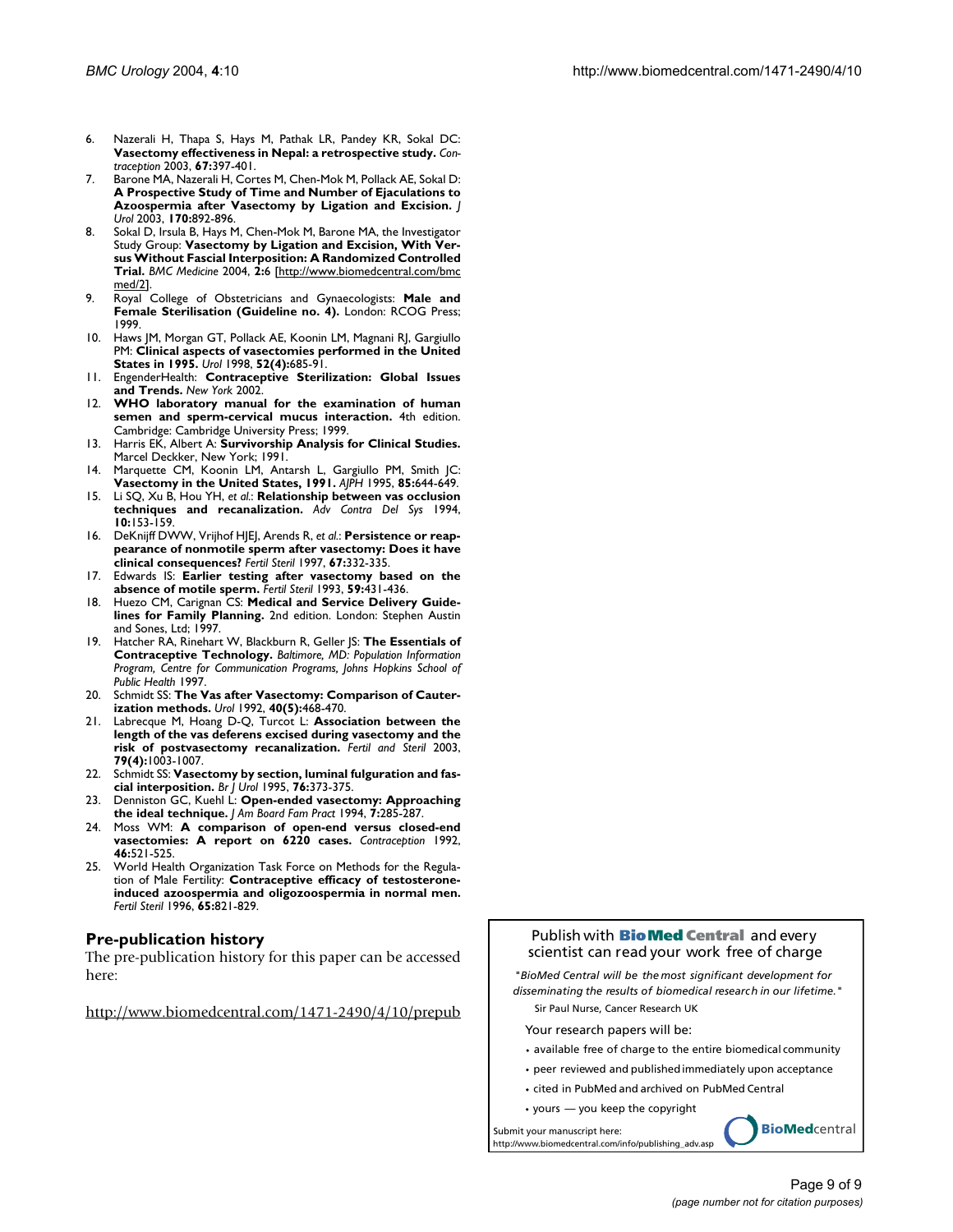6. Nazerali H, Thapa S, Hays M, Pathak LR, Pandey KR, Sokal DC: **Vasectomy effectiveness in Nepal: a retrospective study.** *Contraception* 2003, **67:**397-401.
7. Barone MA, Nazerali H, Cortes M, Chen-Mok M, Pollack AE, Sokal D: **A Prospective Study of Time and Number of Ejaculations to Azoospermia after Vasectomy by Ligation and Excision.** *J Urol* 2003, **170:**892-896.
8. Sokal D, Irsula B, Hays M, Chen-Mok M, Barone MA, the Investigator Study Group: **Vasectomy by Ligation and Excision, With Versus Without Fascial Interposition: A Randomized Controlled Trial.** *BMC Medicine* 2004, **2:**6 [http://www.biomedcentral.com/bmcmed/2].
9. Royal College of Obstetricians and Gynaecologists: **Male and Female Sterilisation (Guideline no. 4).** London: RCOG Press; 1999.
10. Haws JM, Morgan GT, Pollack AE, Koonin LM, Magnani RJ, Gargiullo PM: **Clinical aspects of vasectomies performed in the United States in 1995.** *Urol* 1998, **52(4):**685-91.
11. EngenderHealth: **Contraceptive Sterilization: Global Issues and Trends.** *New York* 2002.
12. **WHO laboratory manual for the examination of human semen and sperm-cervical mucus interaction.** 4th edition. Cambridge: Cambridge University Press; 1999.
13. Harris EK, Albert A: **Survivorship Analysis for Clinical Studies.** Marcel Deckker, New York; 1991.
14. Marquette CM, Koonin LM, Antarsh L, Gargiullo PM, Smith JC: **Vasectomy in the United States, 1991.** *AJPH* 1995, **85:**644-649.
15. Li SQ, Xu B, Hou YH, *et al.*: **Relationship between vas occlusion techniques and recanalization.** *Adv Contra Del Sys* 1994, **10:**153-159.
16. DeKnijff DWW, Vrijhof HJEJ, Arends R, *et al.*: **Persistence or reappearance of nonmotile sperm after vasectomy: Does it have clinical consequences?** *Fertil Steril* 1997, **67:**332-335.
17. Edwards IS: **Earlier testing after vasectomy based on the absence of motile sperm.** *Fertil Steril* 1993, **59:**431-436.
18. Huezo CM, Carignan CS: **Medical and Service Delivery Guidelines for Family Planning.** 2nd edition. London: Stephen Austin and Sones, Ltd; 1997.
19. Hatcher RA, Rinehart W, Blackburn R, Geller JS: **The Essentials of Contraceptive Technology.** *Baltimore, MD: Population Information Program, Centre for Communication Programs, Johns Hopkins School of Public Health* 1997.
20. Schmidt SS: **The Vas after Vasectomy: Comparison of Cauterization methods.** *Urol* 1992, **40(5):**468-470.
21. Labrecque M, Hoang D-Q, Turcot L: **Association between the length of the vas deferens excised during vasectomy and the risk of postvasectomy recanalization.** *Fertil and Steril* 2003, **79(4):**1003-1007.
22. Schmidt SS: **Vasectomy by section, luminal fulguration and fascial interposition.** *Br J Urol* 1995, **76:**373-375.
23. Denniston GC, Kuehl L: **Open-ended vasectomy: Approaching the ideal technique.** *J Am Board Fam Pract* 1994, **7:**285-287.
24. Moss WM: **A comparison of open-end versus closed-end vasectomies: A report on 6220 cases.** *Contraception* 1992, **46:**521-525.
25. World Health Organization Task Force on Methods for the Regulation of Male Fertility: **Contraceptive efficacy of testosterone-induced azoospermia and oligozoospermia in normal men.** *Fertil Steril* 1996, **65:**821-829.

## Pre-publication history

The pre-publication history for this paper can be accessed here:

http://www.biomedcentral.com/1471-2490/4/10/prepub

Publish with **BioMed Central** and every scientist can read your work free of charge

*"BioMed Central will be the most significant development for disseminating the results of biomedical research in our lifetime."*
Sir Paul Nurse, Cancer Research UK

Your research papers will be:

- available free of charge to the entire biomedical community
- peer reviewed and published immediately upon acceptance
- cited in PubMed and archived on PubMed Central
- yours — you keep the copyright

Submit your manuscript here:
http://www.biomedcentral.com/info/publishing_adv.asp

BioMedcentral